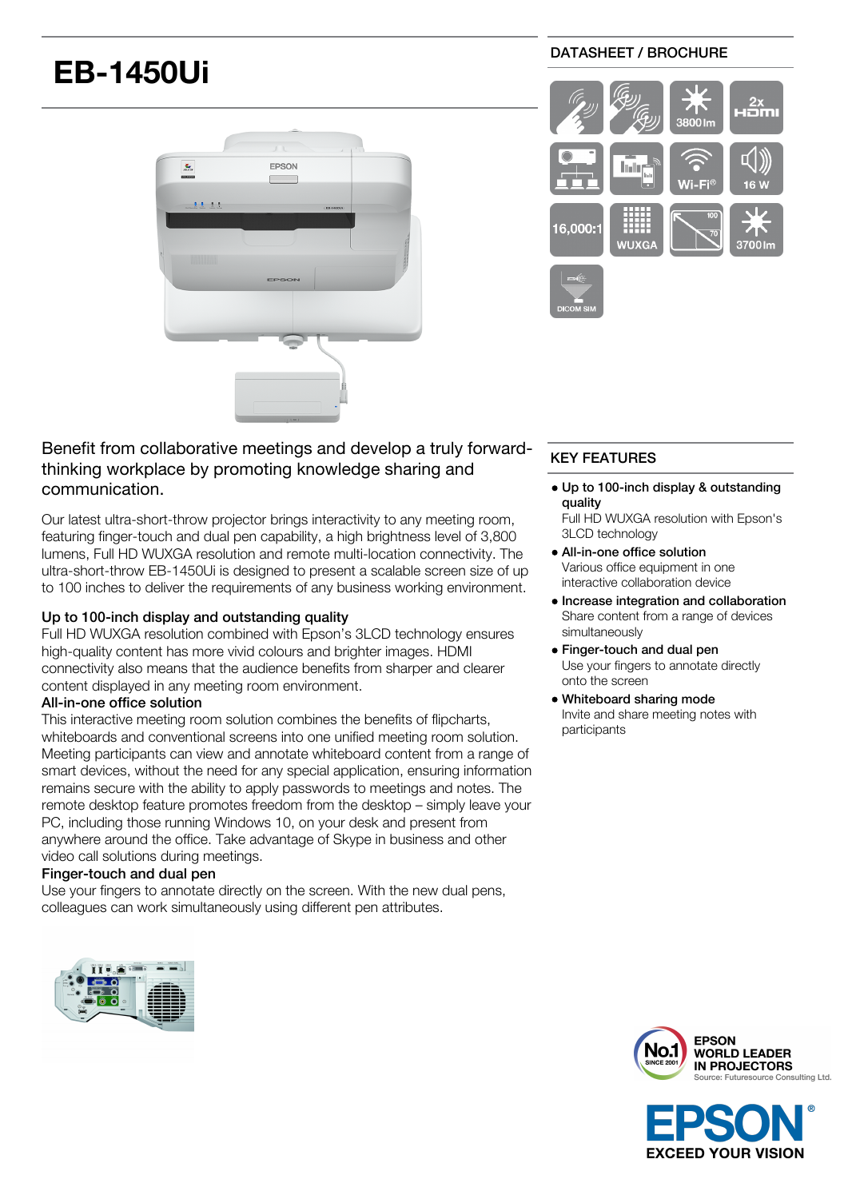# EB-1450Ui

DATASHEET / BROCHURE

3800 lm
2x HDMI
Wi-Fi®
16 W
16,000:1
WUXGA
100
70
3700 lm
DICOM SIM

## Benefit from collaborative meetings and develop a truly forward-thinking workplace by promoting knowledge sharing and communication.

Our latest ultra-short-throw projector brings interactivity to any meeting room, featuring finger-touch and dual pen capability, a high brightness level of 3,800 lumens, Full HD WUXGA resolution and remote multi-location connectivity. The ultra-short-throw EB-1450Ui is designed to present a scalable screen size of up to 100 inches to deliver the requirements of any business working environment.

### Up to 100-inch display and outstanding quality

Full HD WUXGA resolution combined with Epson's 3LCD technology ensures high-quality content has more vivid colours and brighter images. HDMI connectivity also means that the audience benefits from sharper and clearer content displayed in any meeting room environment.

### All-in-one office solution

This interactive meeting room solution combines the benefits of flipcharts, whiteboards and conventional screens into one unified meeting room solution. Meeting participants can view and annotate whiteboard content from a range of smart devices, without the need for any special application, ensuring information remains secure with the ability to apply passwords to meetings and notes. The remote desktop feature promotes freedom from the desktop – simply leave your PC, including those running Windows 10, on your desk and present from anywhere around the office. Take advantage of Skype in business and other video call solutions during meetings.

### Finger-touch and dual pen

Use your fingers to annotate directly on the screen. With the new dual pens, colleagues can work simultaneously using different pen attributes.

## KEY FEATURES

- **Up to 100-inch display & outstanding quality**
  Full HD WUXGA resolution with Epson's 3LCD technology
- **All-in-one office solution**
  Various office equipment in one interactive collaboration device
- **Increase integration and collaboration**
  Share content from a range of devices simultaneously
- **Finger-touch and dual pen**
  Use your fingers to annotate directly onto the screen
- **Whiteboard sharing mode**
  Invite and share meeting notes with participants

No.1 SINCE 2001
EPSON WORLD LEADER IN PROJECTORS
Source: Futuresource Consulting Ltd.

EPSON®
EXCEED YOUR VISION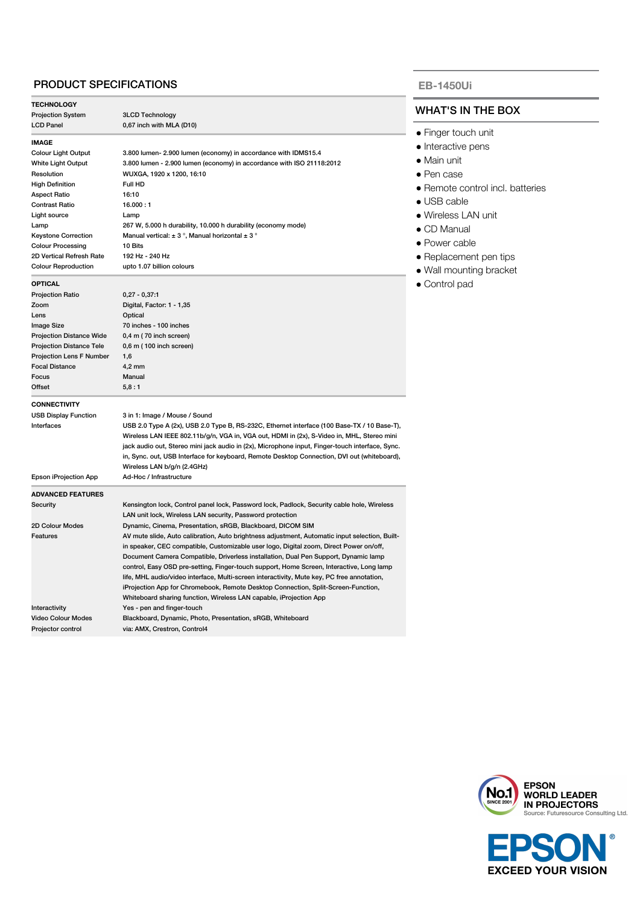## PRODUCT SPECIFICATIONS

| TECHNOLOGY | |
|---|---|
| Projection System | 3LCD Technology |
| LCD Panel | 0,67 inch with MLA (D10) |

| IMAGE | |
|---|---|
| Colour Light Output | 3.800 lumen- 2.900 lumen (economy) in accordance with IDMS15.4 |
| White Light Output | 3.800 lumen - 2.900 lumen (economy) in accordance with ISO 21118:2012 |
| Resolution | WUXGA, 1920 x 1200, 16:10 |
| High Definition | Full HD |
| Aspect Ratio | 16:10 |
| Contrast Ratio | 16.000 : 1 |
| Light source | Lamp |
| Lamp | 267 W, 5.000 h durability, 10.000 h durability (economy mode) |
| Keystone Correction | Manual vertical: ± 3 °, Manual horizontal ± 3 ° |
| Colour Processing | 10 Bits |
| 2D Vertical Refresh Rate | 192 Hz - 240 Hz |
| Colour Reproduction | upto 1.07 billion colours |

| OPTICAL | |
|---|---|
| Projection Ratio | 0,27 - 0,37:1 |
| Zoom | Digital, Factor: 1 - 1,35 |
| Lens | Optical |
| Image Size | 70 inches - 100 inches |
| Projection Distance Wide | 0,4 m ( 70 inch screen) |
| Projection Distance Tele | 0,6 m ( 100 inch screen) |
| Projection Lens F Number | 1,6 |
| Focal Distance | 4,2 mm |
| Focus | Manual |
| Offset | 5,8 : 1 |

| CONNECTIVITY | |
|---|---|
| USB Display Function | 3 in 1: Image / Mouse / Sound |
| Interfaces | USB 2.0 Type A (2x), USB 2.0 Type B, RS-232C, Ethernet interface (100 Base-TX / 10 Base-T), Wireless LAN IEEE 802.11b/g/n, VGA in, VGA out, HDMI in (2x), S-Video in, MHL, Stereo mini jack audio out, Stereo mini jack audio in (2x), Microphone input, Finger-touch interface, Sync. in, Sync. out, USB Interface for keyboard, Remote Desktop Connection, DVI out (whiteboard), Wireless LAN b/g/n (2.4GHz) |
| Epson iProjection App | Ad-Hoc / Infrastructure |

| ADVANCED FEATURES | |
|---|---|
| Security | Kensington lock, Control panel lock, Password lock, Padlock, Security cable hole, Wireless LAN unit lock, Wireless LAN security, Password protection |
| 2D Colour Modes | Dynamic, Cinema, Presentation, sRGB, Blackboard, DICOM SIM |
| Features | AV mute slide, Auto calibration, Auto brightness adjustment, Automatic input selection, Built-in speaker, CEC compatible, Customizable user logo, Digital zoom, Direct Power on/off, Document Camera Compatible, Driverless installation, Dual Pen Support, Dynamic lamp control, Easy OSD pre-setting, Finger-touch support, Home Screen, Interactive, Long lamp life, MHL audio/video interface, Multi-screen interactivity, Mute key, PC free annotation, iProjection App for Chromebook, Remote Desktop Connection, Split-Screen-Function, Whiteboard sharing function, Wireless LAN capable, iProjection App |
| Interactivity | Yes - pen and finger-touch |
| Video Colour Modes | Blackboard, Dynamic, Photo, Presentation, sRGB, Whiteboard |
| Projector control | via: AMX, Crestron, Control4 |

EB-1450Ui

## WHAT'S IN THE BOX

- Finger touch unit
- Interactive pens
- Main unit
- Pen case
- Remote control incl. batteries
- USB cable
- Wireless LAN unit
- CD Manual
- Power cable
- Replacement pen tips
- Wall mounting bracket
- Control pad

No.1 SINCE 2001 EPSON WORLD LEADER IN PROJECTORS
Source: Futuresource Consulting Ltd.

EPSON® EXCEED YOUR VISION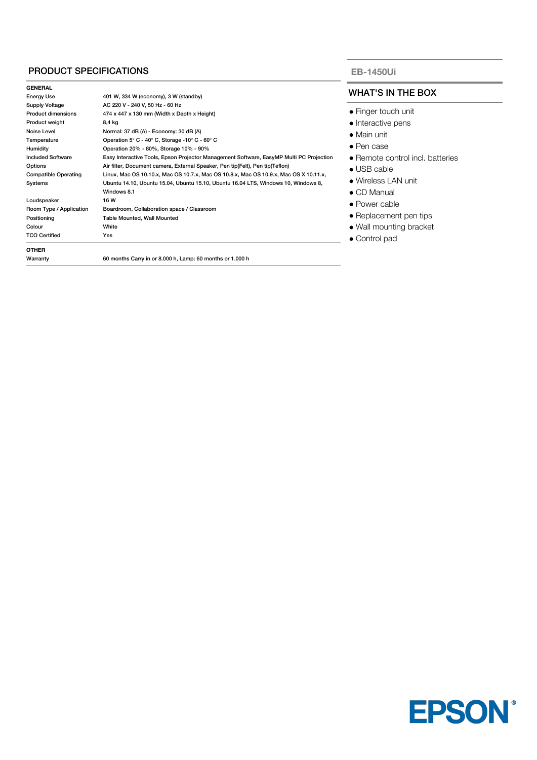## PRODUCT SPECIFICATIONS

| | |
|---|---|
| **GENERAL** | |
| Energy Use | 401 W, 334 W (economy), 3 W (standby) |
| Supply Voltage | AC 220 V - 240 V, 50 Hz - 60 Hz |
| Product dimensions | 474 x 447 x 130 mm (Width x Depth x Height) |
| Product weight | 8,4 kg |
| Noise Level | Normal: 37 dB (A) - Economy: 30 dB (A) |
| Temperature | Operation 5° C - 40° C, Storage -10° C - 60° C |
| Humidity | Operation 20% - 80%, Storage 10% - 90% |
| Included Software | Easy Interactive Tools, Epson Projector Management Software, EasyMP Multi PC Projection |
| Options | Air filter, Document camera, External Speaker, Pen tip(Felt), Pen tip(Teflon) |
| Compatible Operating Systems | Linux, Mac OS 10.10.x, Mac OS 10.7.x, Mac OS 10.8.x, Mac OS 10.9.x, Mac OS X 10.11.x, Ubuntu 14.10, Ubuntu 15.04, Ubuntu 15.10, Ubuntu 16.04 LTS, Windows 10, Windows 8, Windows 8.1 |
| Loudspeaker | 16 W |
| Room Type / Application | Boardroom, Collaboration space / Classroom |
| Positioning | Table Mounted, Wall Mounted |
| Colour | White |
| TCO Certified | Yes |
| **OTHER** | |
| Warranty | 60 months Carry in or 8.000 h, Lamp: 60 months or 1.000 h |

**EB-1450Ui**

## WHAT'S IN THE BOX

- Finger touch unit
- Interactive pens
- Main unit
- Pen case
- Remote control incl. batteries
- USB cable
- Wireless LAN unit
- CD Manual
- Power cable
- Replacement pen tips
- Wall mounting bracket
- Control pad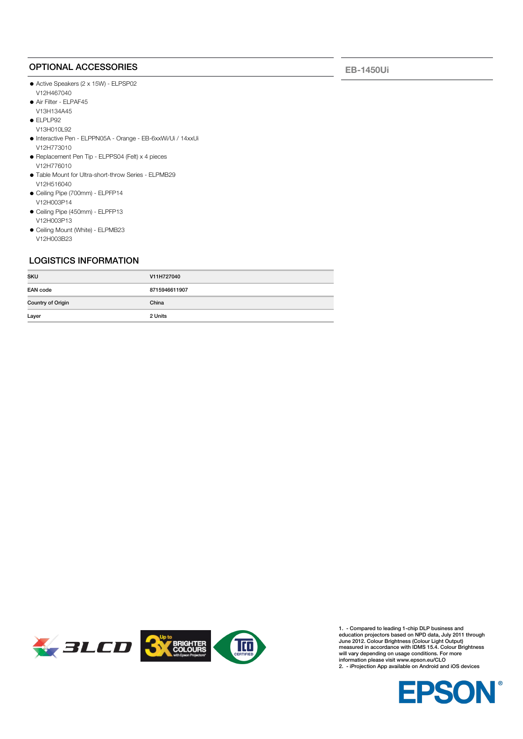## OPTIONAL ACCESSORIES

EB-1450Ui

- Active Speakers (2 x 15W) - ELPSP02
  V12H467040
- Air Filter - ELPAF45
  V13H134A45
- ELPLP92
  V13H010L92
- Interactive Pen - ELPPN05A - Orange - EB-6xxWi/Ui / 14xxUi
  V12H773010
- Replacement Pen Tip - ELPPS04 (Felt) x 4 pieces
  V12H776010
- Table Mount for Ultra-short-throw Series - ELPMB29
  V12H516040
- Ceiling Pipe (700mm) - ELPFP14
  V12H003P14
- Ceiling Pipe (450mm) - ELPFP13
  V12H003P13
- Ceiling Mount (White) - ELPMB23
  V12H003B23

## LOGISTICS INFORMATION

| | |
|---|---|
| SKU | V11H727040 |
| EAN code | 8715946611907 |
| Country of Origin | China |
| Layer | 2 Units |

1. - Compared to leading 1-chip DLP business and education projectors based on NPD data, July 2011 through June 2012. Colour Brightness (Colour Light Output) measured in accordance with IDMS 15.4. Colour Brightness will vary depending on usage conditions. For more information please visit www.epson.eu/CLO
2. - iProjection App available on Android and iOS devices